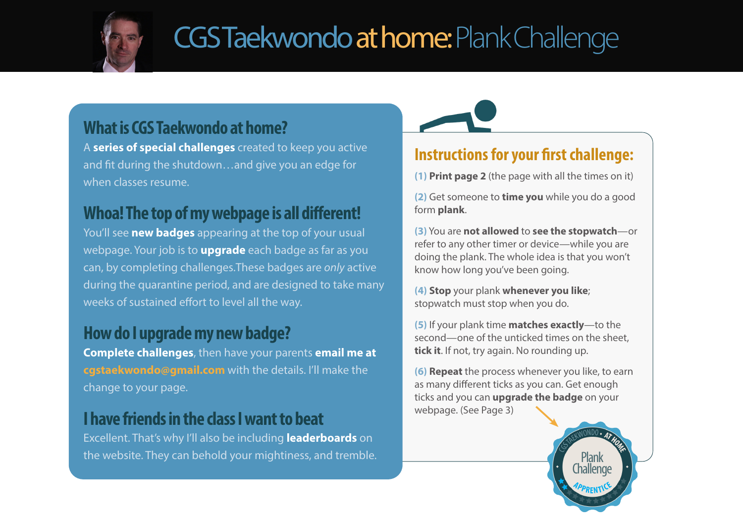# CGS Taekwondo at home: Plank Challenge

## What is CGS Taekwondo at home?

A **series of special challenges** created to keep you active and fit during the shutdown…and give you an edge for when classes resume.

## Whoa! The top of my webpage is all different!

You'll see **new badges** appearing at the top of your usual webpage. Your job is to **upgrade** each badge as far as you can, by completing challenges.These badges are *only* active during the quarantine period, and are designed to take many weeks of sustained effort to level all the way.

## How do I upgrade my new badge?

**Complete challenges**, then have your parents **email me at cgstaekwondo@gmail.com** with the details. I'll make the change to your page.

## I have friends in the class I want to beat

Excellent. That's why I'll also be including **leaderboards** on the website. They can behold your mightiness, and tremble.

## Instructions for your first challenge:

(1) **Print page 2** (the page with all the times on it)

(2) Get someone to **time you** while you do a good form **plank**.

(3) You are **not allowed** to **see the stopwatch**—or refer to any other timer or device—while you are doing the plank. The whole idea is that you won't know how long you've been going.

(4) **Stop** your plank **whenever you like**; stopwatch must stop when you do.

(5) If your plank time **matches exactly**—to the second—one of the unticked times on the sheet, **tick it**. If not, try again. No rounding up.

(6) **Repeat** the process whenever you like, to earn as many different ticks as you can. Get enough ticks and you can **upgrade the badge** on your webpage. (See Page 3)

CGS TAEKWONDO • AT HOME • Plank Challenge • APPRENTICE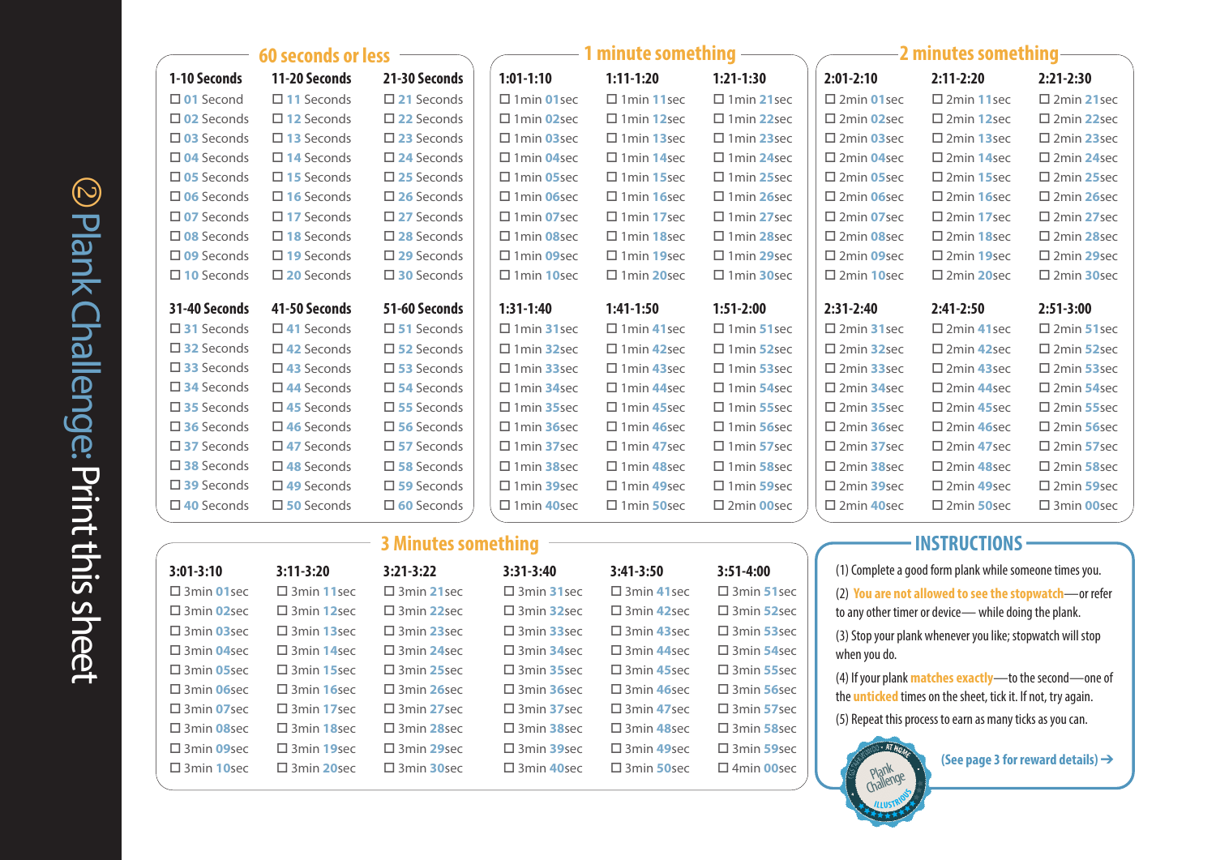# ② Plank Challenge: Print this sheet

## 60 seconds or less

| 1-10 Seconds | 11-20 Seconds | 21-30 Seconds |
|---|---|---|
| ☐ 01 Second | ☐ 11 Seconds | ☐ 21 Seconds |
| ☐ 02 Seconds | ☐ 12 Seconds | ☐ 22 Seconds |
| ☐ 03 Seconds | ☐ 13 Seconds | ☐ 23 Seconds |
| ☐ 04 Seconds | ☐ 14 Seconds | ☐ 24 Seconds |
| ☐ 05 Seconds | ☐ 15 Seconds | ☐ 25 Seconds |
| ☐ 06 Seconds | ☐ 16 Seconds | ☐ 26 Seconds |
| ☐ 07 Seconds | ☐ 17 Seconds | ☐ 27 Seconds |
| ☐ 08 Seconds | ☐ 18 Seconds | ☐ 28 Seconds |
| ☐ 09 Seconds | ☐ 19 Seconds | ☐ 29 Seconds |
| ☐ 10 Seconds | ☐ 20 Seconds | ☐ 30 Seconds |

| 31-40 Seconds | 41-50 Seconds | 51-60 Seconds |
|---|---|---|
| ☐ 31 Seconds | ☐ 41 Seconds | ☐ 51 Seconds |
| ☐ 32 Seconds | ☐ 42 Seconds | ☐ 52 Seconds |
| ☐ 33 Seconds | ☐ 43 Seconds | ☐ 53 Seconds |
| ☐ 34 Seconds | ☐ 44 Seconds | ☐ 54 Seconds |
| ☐ 35 Seconds | ☐ 45 Seconds | ☐ 55 Seconds |
| ☐ 36 Seconds | ☐ 46 Seconds | ☐ 56 Seconds |
| ☐ 37 Seconds | ☐ 47 Seconds | ☐ 57 Seconds |
| ☐ 38 Seconds | ☐ 48 Seconds | ☐ 58 Seconds |
| ☐ 39 Seconds | ☐ 49 Seconds | ☐ 59 Seconds |
| ☐ 40 Seconds | ☐ 50 Seconds | ☐ 60 Seconds |

## 1 minute something

| 1:01-1:10 | 1:11-1:20 | 1:21-1:30 |
|---|---|---|
| ☐ 1min 01sec | ☐ 1min 11sec | ☐ 1min 21sec |
| ☐ 1min 02sec | ☐ 1min 12sec | ☐ 1min 22sec |
| ☐ 1min 03sec | ☐ 1min 13sec | ☐ 1min 23sec |
| ☐ 1min 04sec | ☐ 1min 14sec | ☐ 1min 24sec |
| ☐ 1min 05sec | ☐ 1min 15sec | ☐ 1min 25sec |
| ☐ 1min 06sec | ☐ 1min 16sec | ☐ 1min 26sec |
| ☐ 1min 07sec | ☐ 1min 17sec | ☐ 1min 27sec |
| ☐ 1min 08sec | ☐ 1min 18sec | ☐ 1min 28sec |
| ☐ 1min 09sec | ☐ 1min 19sec | ☐ 1min 29sec |
| ☐ 1min 10sec | ☐ 1min 20sec | ☐ 1min 30sec |

| 1:31-1:40 | 1:41-1:50 | 1:51-2:00 |
|---|---|---|
| ☐ 1min 31sec | ☐ 1min 41sec | ☐ 1min 51sec |
| ☐ 1min 32sec | ☐ 1min 42sec | ☐ 1min 52sec |
| ☐ 1min 33sec | ☐ 1min 43sec | ☐ 1min 53sec |
| ☐ 1min 34sec | ☐ 1min 44sec | ☐ 1min 54sec |
| ☐ 1min 35sec | ☐ 1min 45sec | ☐ 1min 55sec |
| ☐ 1min 36sec | ☐ 1min 46sec | ☐ 1min 56sec |
| ☐ 1min 37sec | ☐ 1min 47sec | ☐ 1min 57sec |
| ☐ 1min 38sec | ☐ 1min 48sec | ☐ 1min 58sec |
| ☐ 1min 39sec | ☐ 1min 49sec | ☐ 1min 59sec |
| ☐ 1min 40sec | ☐ 1min 50sec | ☐ 2min 00sec |

## 2 minutes something

| 2:01-2:10 | 2:11-2:20 | 2:21-2:30 |
|---|---|---|
| ☐ 2min 01sec | ☐ 2min 11sec | ☐ 2min 21sec |
| ☐ 2min 02sec | ☐ 2min 12sec | ☐ 2min 22sec |
| ☐ 2min 03sec | ☐ 2min 13sec | ☐ 2min 23sec |
| ☐ 2min 04sec | ☐ 2min 14sec | ☐ 2min 24sec |
| ☐ 2min 05sec | ☐ 2min 15sec | ☐ 2min 25sec |
| ☐ 2min 06sec | ☐ 2min 16sec | ☐ 2min 26sec |
| ☐ 2min 07sec | ☐ 2min 17sec | ☐ 2min 27sec |
| ☐ 2min 08sec | ☐ 2min 18sec | ☐ 2min 28sec |
| ☐ 2min 09sec | ☐ 2min 19sec | ☐ 2min 29sec |
| ☐ 2min 10sec | ☐ 2min 20sec | ☐ 2min 30sec |

| 2:31-2:40 | 2:41-2:50 | 2:51-3:00 |
|---|---|---|
| ☐ 2min 31sec | ☐ 2min 41sec | ☐ 2min 51sec |
| ☐ 2min 32sec | ☐ 2min 42sec | ☐ 2min 52sec |
| ☐ 2min 33sec | ☐ 2min 43sec | ☐ 2min 53sec |
| ☐ 2min 34sec | ☐ 2min 44sec | ☐ 2min 54sec |
| ☐ 2min 35sec | ☐ 2min 45sec | ☐ 2min 55sec |
| ☐ 2min 36sec | ☐ 2min 46sec | ☐ 2min 56sec |
| ☐ 2min 37sec | ☐ 2min 47sec | ☐ 2min 57sec |
| ☐ 2min 38sec | ☐ 2min 48sec | ☐ 2min 58sec |
| ☐ 2min 39sec | ☐ 2min 49sec | ☐ 2min 59sec |
| ☐ 2min 40sec | ☐ 2min 50sec | ☐ 3min 00sec |

## 3 Minutes something

| 3:01-3:10 | 3:11-3:20 | 3:21-3:22 | 3:31-3:40 | 3:41-3:50 | 3:51-4:00 |
|---|---|---|---|---|---|
| ☐ 3min 01sec | ☐ 3min 11sec | ☐ 3min 21sec | ☐ 3min 31sec | ☐ 3min 41sec | ☐ 3min 51sec |
| ☐ 3min 02sec | ☐ 3min 12sec | ☐ 3min 22sec | ☐ 3min 32sec | ☐ 3min 42sec | ☐ 3min 52sec |
| ☐ 3min 03sec | ☐ 3min 13sec | ☐ 3min 23sec | ☐ 3min 33sec | ☐ 3min 43sec | ☐ 3min 53sec |
| ☐ 3min 04sec | ☐ 3min 14sec | ☐ 3min 24sec | ☐ 3min 34sec | ☐ 3min 44sec | ☐ 3min 54sec |
| ☐ 3min 05sec | ☐ 3min 15sec | ☐ 3min 25sec | ☐ 3min 35sec | ☐ 3min 45sec | ☐ 3min 55sec |
| ☐ 3min 06sec | ☐ 3min 16sec | ☐ 3min 26sec | ☐ 3min 36sec | ☐ 3min 46sec | ☐ 3min 56sec |
| ☐ 3min 07sec | ☐ 3min 17sec | ☐ 3min 27sec | ☐ 3min 37sec | ☐ 3min 47sec | ☐ 3min 57sec |
| ☐ 3min 08sec | ☐ 3min 18sec | ☐ 3min 28sec | ☐ 3min 38sec | ☐ 3min 48sec | ☐ 3min 58sec |
| ☐ 3min 09sec | ☐ 3min 19sec | ☐ 3min 29sec | ☐ 3min 39sec | ☐ 3min 49sec | ☐ 3min 59sec |
| ☐ 3min 10sec | ☐ 3min 20sec | ☐ 3min 30sec | ☐ 3min 40sec | ☐ 3min 50sec | ☐ 4min 00sec |

## INSTRUCTIONS

(1) Complete a good form plank while someone times you.

(2) **You are not allowed to see the stopwatch**—or refer to any other timer or device— while doing the plank.

(3) Stop your plank whenever you like; stopwatch will stop when you do.

(4) If your plank **matches exactly**—to the second—one of the **unticked** times on the sheet, tick it. If not, try again.

(5) Repeat this process to earn as many ticks as you can.

Plank Challenge

**(See page 3 for reward details) →**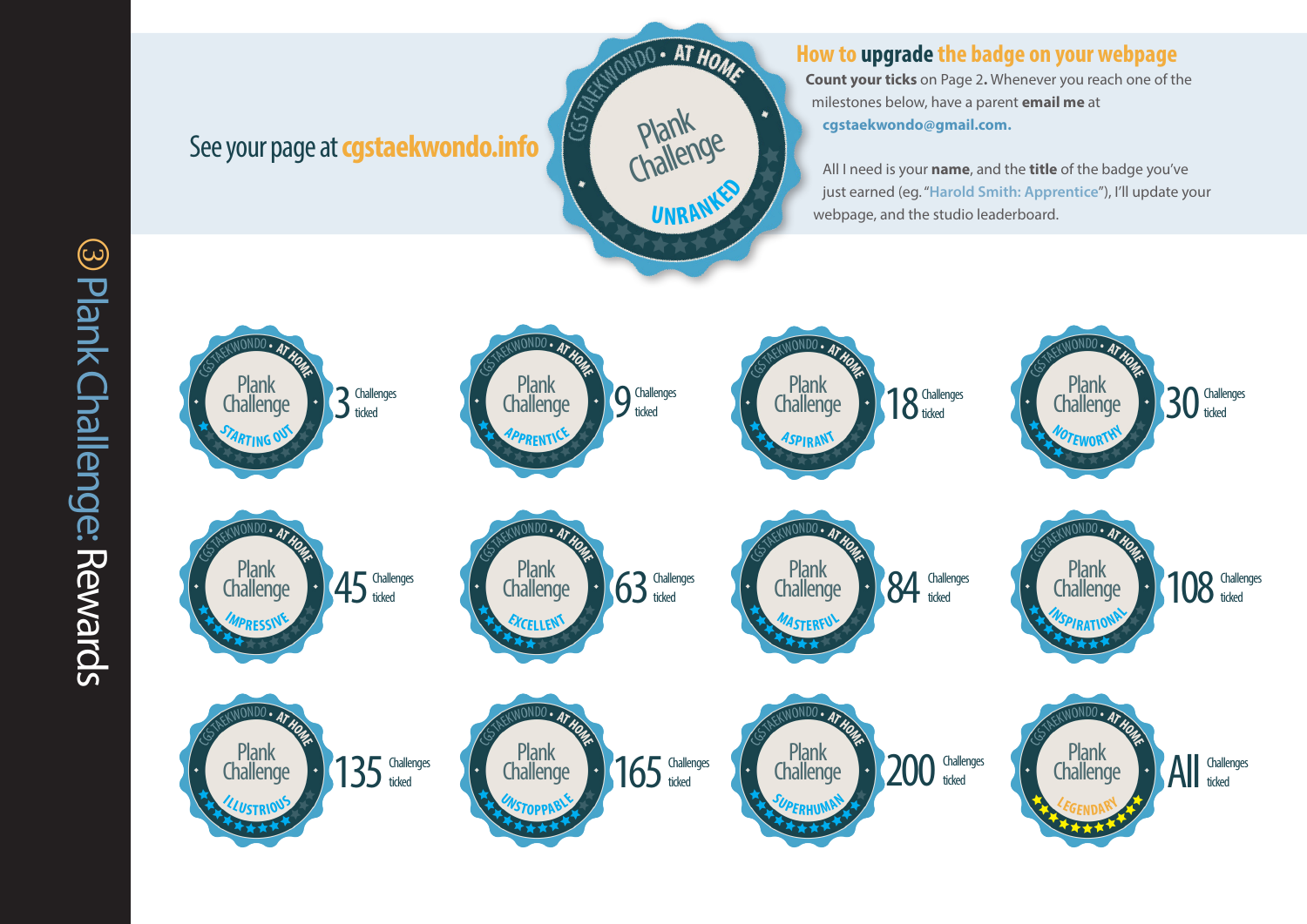# ③ Plank Challenge: Rewards

See your page at **cgstaekwondo.info**

CGS TAEKWONDO • AT HOME
Plank Challenge
UNRANKED

## How to upgrade the badge on your webpage

**Count your ticks** on Page 2. Whenever you reach one of the milestones below, have a parent **email me** at **cgstaekwondo@gmail.com.**

All I need is your **name**, and the **title** of the badge you've just earned (eg. "Harold Smith: Apprentice"), I'll update your webpage, and the studio leaderboard.

| Badge | Requirement |
| --- | --- |
| Plank Challenge — STARTING OUT | 3 Challenges ticked |
| Plank Challenge — APPRENTICE | 9 Challenges ticked |
| Plank Challenge — ASPIRANT | 18 Challenges ticked |
| Plank Challenge — NOTEWORTHY | 30 Challenges ticked |
| Plank Challenge — IMPRESSIVE | 45 Challenges ticked |
| Plank Challenge — EXCELLENT | 63 Challenges ticked |
| Plank Challenge — MASTERFUL | 84 Challenges ticked |
| Plank Challenge — INSPIRATIONAL | 108 Challenges ticked |
| Plank Challenge — ILLUSTRIOUS | 135 Challenges ticked |
| Plank Challenge — UNSTOPPABLE | 165 Challenges ticked |
| Plank Challenge — SUPERHUMAN | 200 Challenges ticked |
| Plank Challenge — LEGENDARY | All Challenges ticked |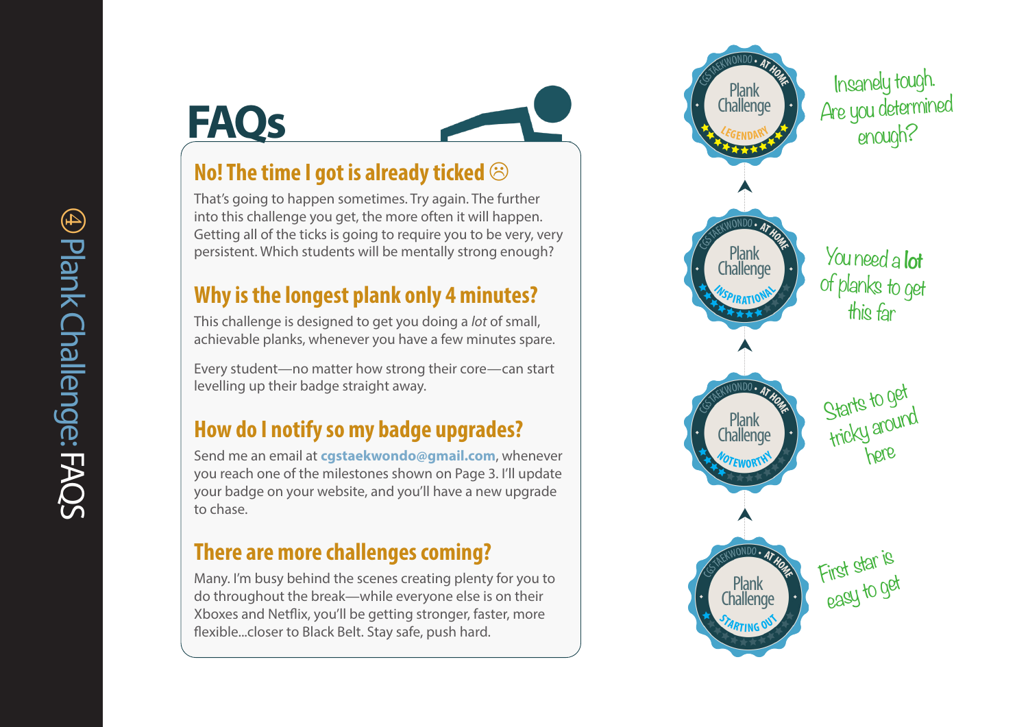# FAQs

## No! The time I got is already ticked ☹

That's going to happen sometimes. Try again. The further into this challenge you get, the more often it will happen. Getting all of the ticks is going to require you to be very, very persistent. Which students will be mentally strong enough?

## Why is the longest plank only 4 minutes?

This challenge is designed to get you doing a *lot* of small, achievable planks, whenever you have a few minutes spare.

Every student—no matter how strong their core—can start levelling up their badge straight away.

## How do I notify so my badge upgrades?

Send me an email at **cgstaekwondo@gmail.com**, whenever you reach one of the milestones shown on Page 3. I'll update your badge on your website, and you'll have a new upgrade to chase.

## There are more challenges coming?

Many. I'm busy behind the scenes creating plenty for you to do throughout the break—while everyone else is on their Xboxes and Netflix, you'll be getting stronger, faster, more flexible...closer to Black Belt. Stay safe, push hard.

CGS TAEKWONDO • AT HOME
Plank Challenge
LEGENDARY

Insanely tough. Are you determined enough?

CGS TAEKWONDO • AT HOME
Plank Challenge
INSPIRATIONAL

You need a **lot** of planks to get this far

CGS TAEKWONDO • AT HOME
Plank Challenge
NOTEWORTHY

Starts to get tricky around here

CGS TAEKWONDO • AT HOME
Plank Challenge
STARTING OUT

First star is easy to get